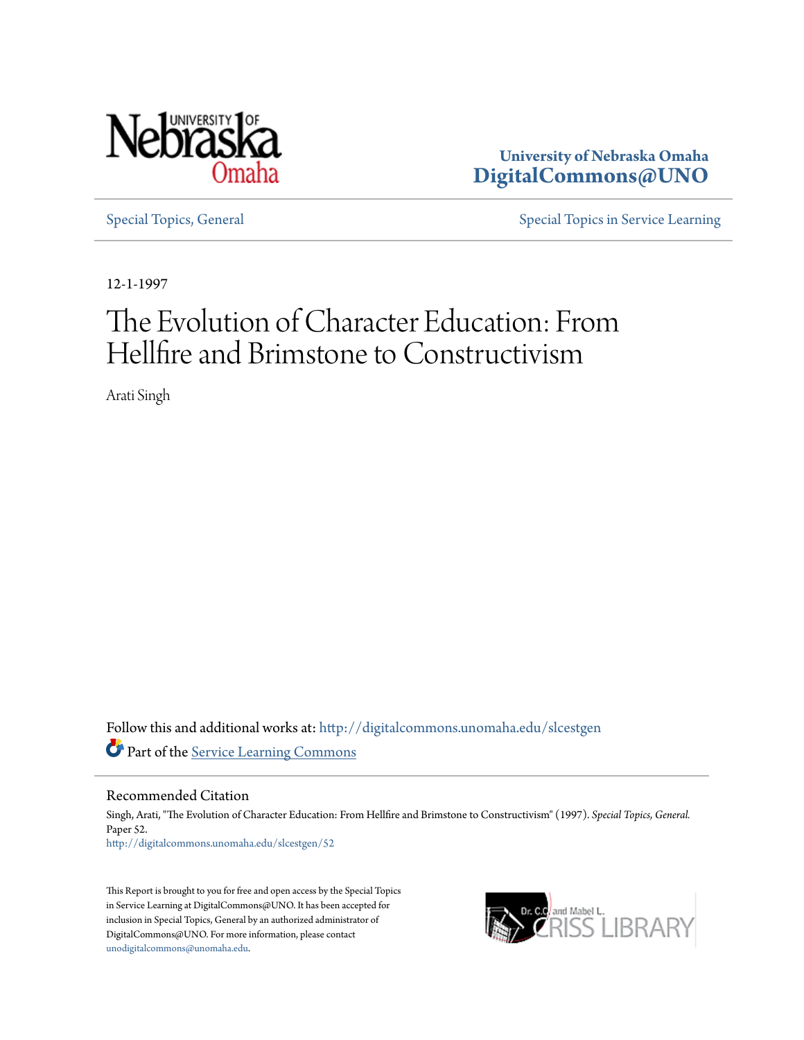University of Nebraska Omaha
DigitalCommons@UNO

Special Topics, General

Special Topics in Service Learning

12-1-1997

# The Evolution of Character Education: From Hellfire and Brimstone to Constructivism

Arati Singh

Follow this and additional works at: http://digitalcommons.unomaha.edu/slcestgen

Part of the Service Learning Commons

## Recommended Citation

Singh, Arati, "The Evolution of Character Education: From Hellfire and Brimstone to Constructivism" (1997). *Special Topics, General.* Paper 52.
http://digitalcommons.unomaha.edu/slcestgen/52

This Report is brought to you for free and open access by the Special Topics in Service Learning at DigitalCommons@UNO. It has been accepted for inclusion in Special Topics, General by an authorized administrator of DigitalCommons@UNO. For more information, please contact unodigitalcommons@unomaha.edu.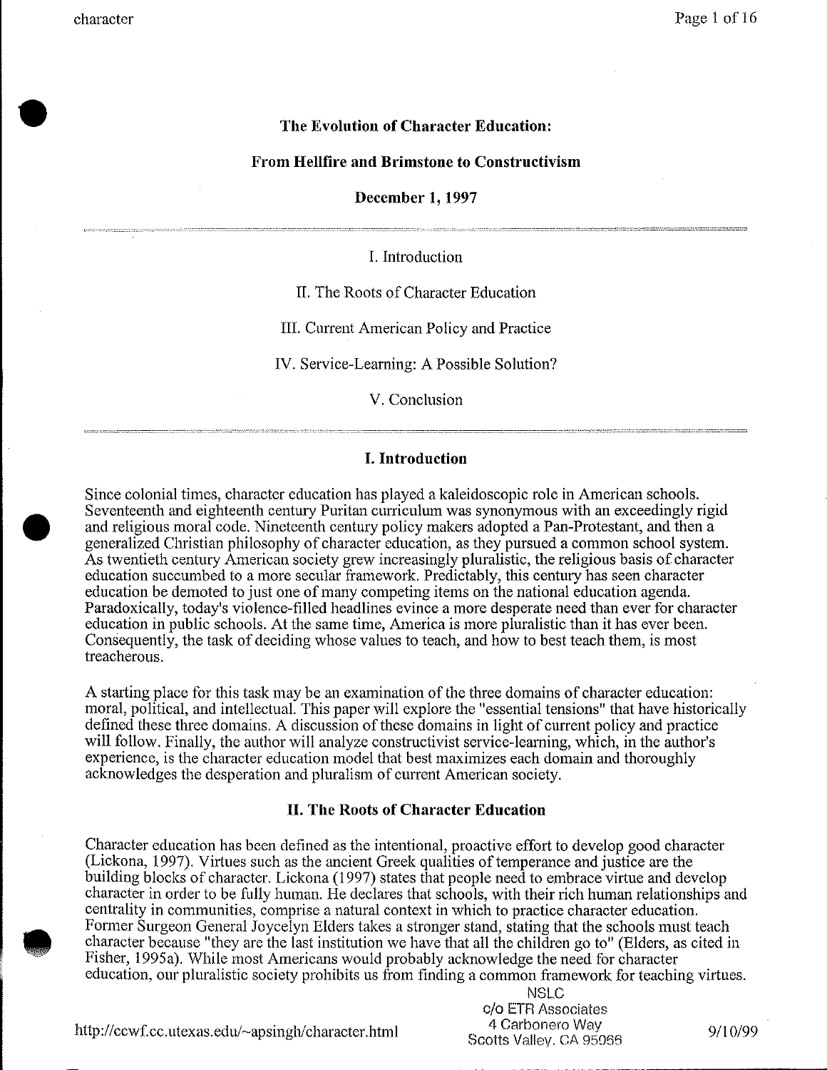**The Evolution of Character Education:**

**From Hellfire and Brimstone to Constructivism**

**December 1, 1997**

---

I. Introduction

II. The Roots of Character Education

III. Current American Policy and Practice

IV. Service-Learning: A Possible Solution?

V. Conclusion

---

## I. Introduction

Since colonial times, character education has played a kaleidoscopic role in American schools. Seventeenth and eighteenth century Puritan curriculum was synonymous with an exceedingly rigid and religious moral code. Nineteenth century policy makers adopted a Pan-Protestant, and then a generalized Christian philosophy of character education, as they pursued a common school system. As twentieth century American society grew increasingly pluralistic, the religious basis of character education succumbed to a more secular framework. Predictably, this century has seen character education be demoted to just one of many competing items on the national education agenda. Paradoxically, today's violence-filled headlines evince a more desperate need than ever for character education in public schools. At the same time, America is more pluralistic than it has ever been. Consequently, the task of deciding whose values to teach, and how to best teach them, is most treacherous.

A starting place for this task may be an examination of the three domains of character education: moral, political, and intellectual. This paper will explore the "essential tensions" that have historically defined these three domains. A discussion of these domains in light of current policy and practice will follow. Finally, the author will analyze constructivist service-learning, which, in the author's experience, is the character education model that best maximizes each domain and thoroughly acknowledges the desperation and pluralism of current American society.

## II. The Roots of Character Education

Character education has been defined as the intentional, proactive effort to develop good character (Lickona, 1997). Virtues such as the ancient Greek qualities of temperance and justice are the building blocks of character. Lickona (1997) states that people need to embrace virtue and develop character in order to be fully human. He declares that schools, with their rich human relationships and centrality in communities, comprise a natural context in which to practice character education. Former Surgeon General Joycelyn Elders takes a stronger stand, stating that the schools must teach character because "they are the last institution we have that all the children go to" (Elders, as cited in Fisher, 1995a). While most Americans would probably acknowledge the need for character education, our pluralistic society prohibits us from finding a common framework for teaching virtues.

NSLC
c/o ETR Associates
4 Carbonero Way
Scotts Valley, CA 95066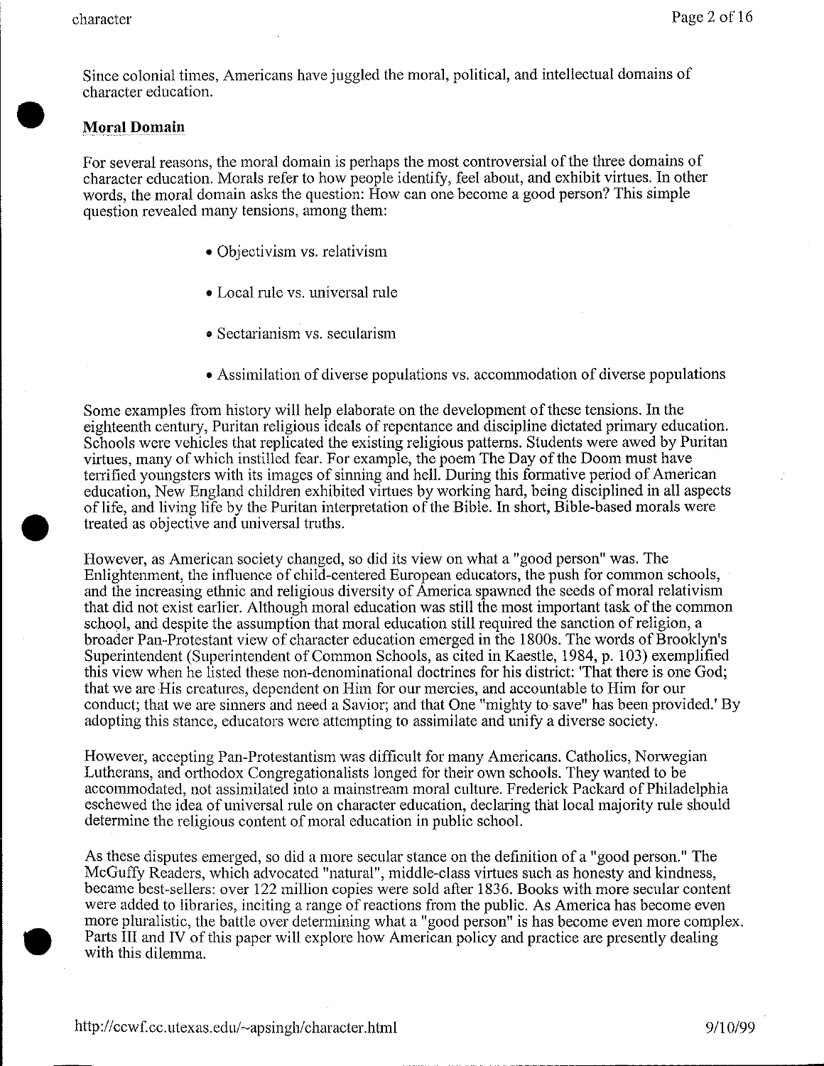Since colonial times, Americans have juggled the moral, political, and intellectual domains of character education.

## Moral Domain

For several reasons, the moral domain is perhaps the most controversial of the three domains of character education. Morals refer to how people identify, feel about, and exhibit virtues. In other words, the moral domain asks the question: How can one become a good person? This simple question revealed many tensions, among them:

- Objectivism vs. relativism
- Local rule vs. universal rule
- Sectarianism vs. secularism
- Assimilation of diverse populations vs. accommodation of diverse populations

Some examples from history will help elaborate on the development of these tensions. In the eighteenth century, Puritan religious ideals of repentance and discipline dictated primary education. Schools were vehicles that replicated the existing religious patterns. Students were awed by Puritan virtues, many of which instilled fear. For example, the poem The Day of the Doom must have terrified youngsters with its images of sinning and hell. During this formative period of American education, New England children exhibited virtues by working hard, being disciplined in all aspects of life, and living life by the Puritan interpretation of the Bible. In short, Bible-based morals were treated as objective and universal truths.

However, as American society changed, so did its view on what a "good person" was. The Enlightenment, the influence of child-centered European educators, the push for common schools, and the increasing ethnic and religious diversity of America spawned the seeds of moral relativism that did not exist earlier. Although moral education was still the most important task of the common school, and despite the assumption that moral education still required the sanction of religion, a broader Pan-Protestant view of character education emerged in the 1800s. The words of Brooklyn's Superintendent (Superintendent of Common Schools, as cited in Kaestle, 1984, p. 103) exemplified this view when he listed these non-denominational doctrines for his district: 'That there is one God; that we are His creatures, dependent on Him for our mercies, and accountable to Him for our conduct; that we are sinners and need a Savior; and that One "mighty to save" has been provided.' By adopting this stance, educators were attempting to assimilate and unify a diverse society.

However, accepting Pan-Protestantism was difficult for many Americans. Catholics, Norwegian Lutherans, and orthodox Congregationalists longed for their own schools. They wanted to be accommodated, not assimilated into a mainstream moral culture. Frederick Packard of Philadelphia eschewed the idea of universal rule on character education, declaring that local majority rule should determine the religious content of moral education in public school.

As these disputes emerged, so did a more secular stance on the definition of a "good person." The McGuffy Readers, which advocated "natural", middle-class virtues such as honesty and kindness, became best-sellers: over 122 million copies were sold after 1836. Books with more secular content were added to libraries, inciting a range of reactions from the public. As America has become even more pluralistic, the battle over determining what a "good person" is has become even more complex. Parts III and IV of this paper will explore how American policy and practice are presently dealing with this dilemma.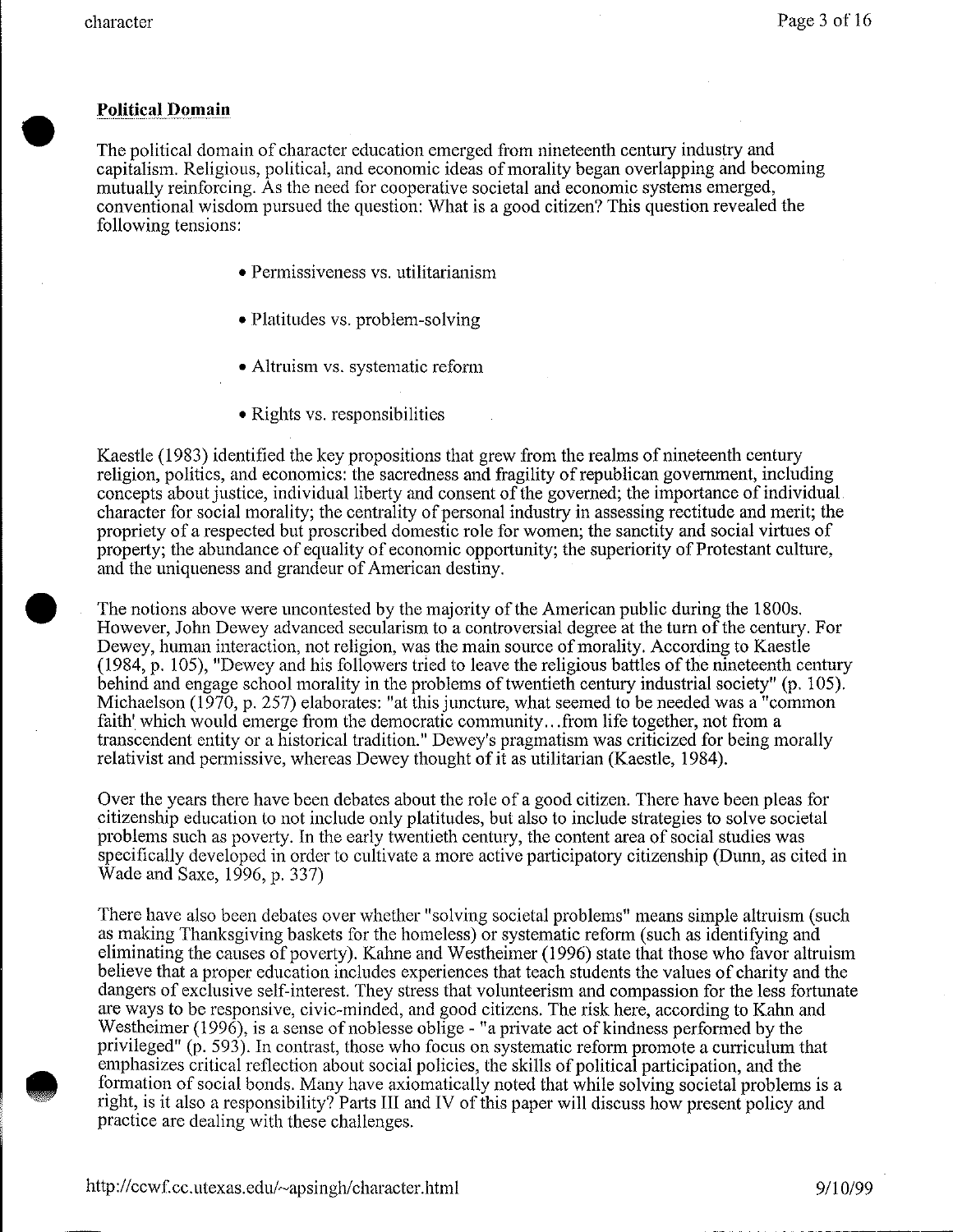## Political Domain

The political domain of character education emerged from nineteenth century industry and capitalism. Religious, political, and economic ideas of morality began overlapping and becoming mutually reinforcing. As the need for cooperative societal and economic systems emerged, conventional wisdom pursued the question: What is a good citizen? This question revealed the following tensions:

- Permissiveness vs. utilitarianism
- Platitudes vs. problem-solving
- Altruism vs. systematic reform
- Rights vs. responsibilities

Kaestle (1983) identified the key propositions that grew from the realms of nineteenth century religion, politics, and economics: the sacredness and fragility of republican government, including concepts about justice, individual liberty and consent of the governed; the importance of individual character for social morality; the centrality of personal industry in assessing rectitude and merit; the propriety of a respected but proscribed domestic role for women; the sanctity and social virtues of property; the abundance of equality of economic opportunity; the superiority of Protestant culture, and the uniqueness and grandeur of American destiny.

The notions above were uncontested by the majority of the American public during the 1800s. However, John Dewey advanced secularism to a controversial degree at the turn of the century. For Dewey, human interaction, not religion, was the main source of morality. According to Kaestle (1984, p. 105), "Dewey and his followers tried to leave the religious battles of the nineteenth century behind and engage school morality in the problems of twentieth century industrial society" (p. 105). Michaelson (1970, p. 257) elaborates: "at this juncture, what seemed to be needed was a "common faith' which would emerge from the democratic community...from life together, not from a transcendent entity or a historical tradition." Dewey's pragmatism was criticized for being morally relativist and permissive, whereas Dewey thought of it as utilitarian (Kaestle, 1984).

Over the years there have been debates about the role of a good citizen. There have been pleas for citizenship education to not include only platitudes, but also to include strategies to solve societal problems such as poverty. In the early twentieth century, the content area of social studies was specifically developed in order to cultivate a more active participatory citizenship (Dunn, as cited in Wade and Saxe, 1996, p. 337)

There have also been debates over whether "solving societal problems" means simple altruism (such as making Thanksgiving baskets for the homeless) or systematic reform (such as identifying and eliminating the causes of poverty). Kahne and Westheimer (1996) state that those who favor altruism believe that a proper education includes experiences that teach students the values of charity and the dangers of exclusive self-interest. They stress that volunteerism and compassion for the less fortunate are ways to be responsive, civic-minded, and good citizens. The risk here, according to Kahn and Westheimer (1996), is a sense of noblesse oblige - "a private act of kindness performed by the privileged" (p. 593). In contrast, those who focus on systematic reform promote a curriculum that emphasizes critical reflection about social policies, the skills of political participation, and the formation of social bonds. Many have axiomatically noted that while solving societal problems is a right, is it also a responsibility? Parts III and IV of this paper will discuss how present policy and practice are dealing with these challenges.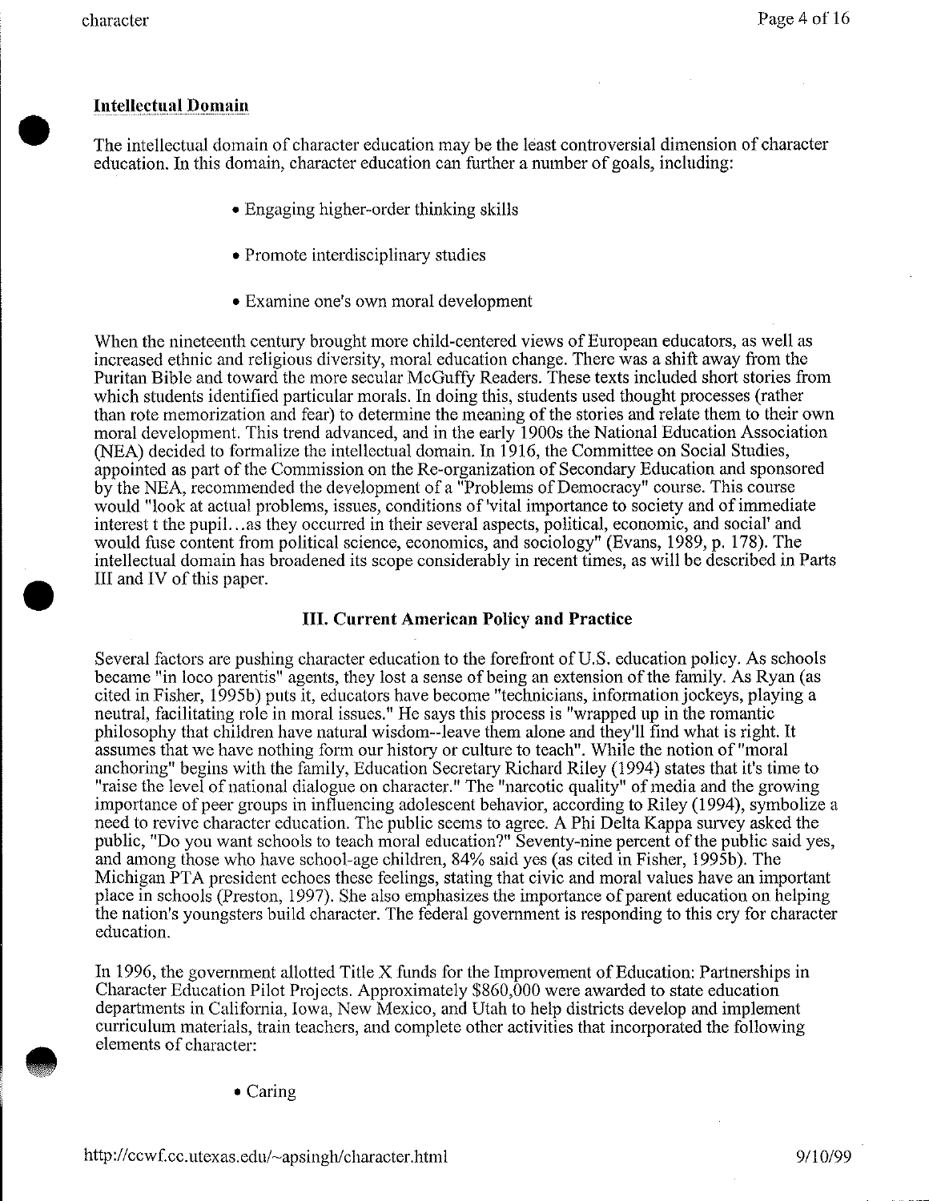**Intellectual Domain**

The intellectual domain of character education may be the least controversial dimension of character education. In this domain, character education can further a number of goals, including:

- Engaging higher-order thinking skills
- Promote interdisciplinary studies
- Examine one's own moral development

When the nineteenth century brought more child-centered views of European educators, as well as increased ethnic and religious diversity, moral education change. There was a shift away from the Puritan Bible and toward the more secular McGuffy Readers. These texts included short stories from which students identified particular morals. In doing this, students used thought processes (rather than rote memorization and fear) to determine the meaning of the stories and relate them to their own moral development. This trend advanced, and in the early 1900s the National Education Association (NEA) decided to formalize the intellectual domain. In 1916, the Committee on Social Studies, appointed as part of the Commission on the Re-organization of Secondary Education and sponsored by the NEA, recommended the development of a "Problems of Democracy" course. This course would "look at actual problems, issues, conditions of 'vital importance to society and of immediate interest t the pupil…as they occurred in their several aspects, political, economic, and social' and would fuse content from political science, economics, and sociology" (Evans, 1989, p. 178). The intellectual domain has broadened its scope considerably in recent times, as will be described in Parts III and IV of this paper.

### III. Current American Policy and Practice

Several factors are pushing character education to the forefront of U.S. education policy. As schools became "in loco parentis" agents, they lost a sense of being an extension of the family. As Ryan (as cited in Fisher, 1995b) puts it, educators have become "technicians, information jockeys, playing a neutral, facilitating role in moral issues." He says this process is "wrapped up in the romantic philosophy that children have natural wisdom--leave them alone and they'll find what is right. It assumes that we have nothing form our history or culture to teach". While the notion of "moral anchoring" begins with the family, Education Secretary Richard Riley (1994) states that it's time to "raise the level of national dialogue on character." The "narcotic quality" of media and the growing importance of peer groups in influencing adolescent behavior, according to Riley (1994), symbolize a need to revive character education. The public seems to agree. A Phi Delta Kappa survey asked the public, "Do you want schools to teach moral education?" Seventy-nine percent of the public said yes, and among those who have school-age children, 84% said yes (as cited in Fisher, 1995b). The Michigan PTA president echoes these feelings, stating that civic and moral values have an important place in schools (Preston, 1997). She also emphasizes the importance of parent education on helping the nation's youngsters build character. The federal government is responding to this cry for character education.

In 1996, the government allotted Title X funds for the Improvement of Education: Partnerships in Character Education Pilot Projects. Approximately $860,000 were awarded to state education departments in California, Iowa, New Mexico, and Utah to help districts develop and implement curriculum materials, train teachers, and complete other activities that incorporated the following elements of character:

- Caring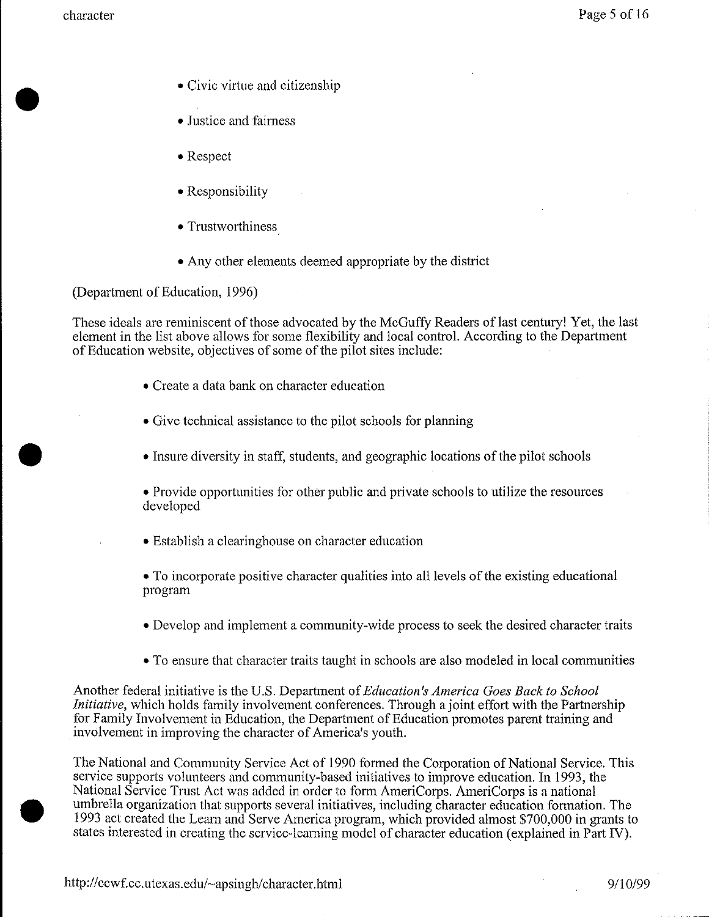- Civic virtue and citizenship
- Justice and fairness
- Respect
- Responsibility
- Trustworthiness
- Any other elements deemed appropriate by the district

(Department of Education, 1996)

These ideals are reminiscent of those advocated by the McGuffy Readers of last century! Yet, the last element in the list above allows for some flexibility and local control. According to the Department of Education website, objectives of some of the pilot sites include:

- Create a data bank on character education
- Give technical assistance to the pilot schools for planning
- Insure diversity in staff, students, and geographic locations of the pilot schools
- Provide opportunities for other public and private schools to utilize the resources developed
- Establish a clearinghouse on character education
- To incorporate positive character qualities into all levels of the existing educational program
- Develop and implement a community-wide process to seek the desired character traits
- To ensure that character traits taught in schools are also modeled in local communities

Another federal initiative is the U.S. Department of *Education's America Goes Back to School Initiative*, which holds family involvement conferences. Through a joint effort with the Partnership for Family Involvement in Education, the Department of Education promotes parent training and involvement in improving the character of America's youth.

The National and Community Service Act of 1990 formed the Corporation of National Service. This service supports volunteers and community-based initiatives to improve education. In 1993, the National Service Trust Act was added in order to form AmeriCorps. AmeriCorps is a national umbrella organization that supports several initiatives, including character education formation. The 1993 act created the Learn and Serve America program, which provided almost $700,000 in grants to states interested in creating the service-learning model of character education (explained in Part IV).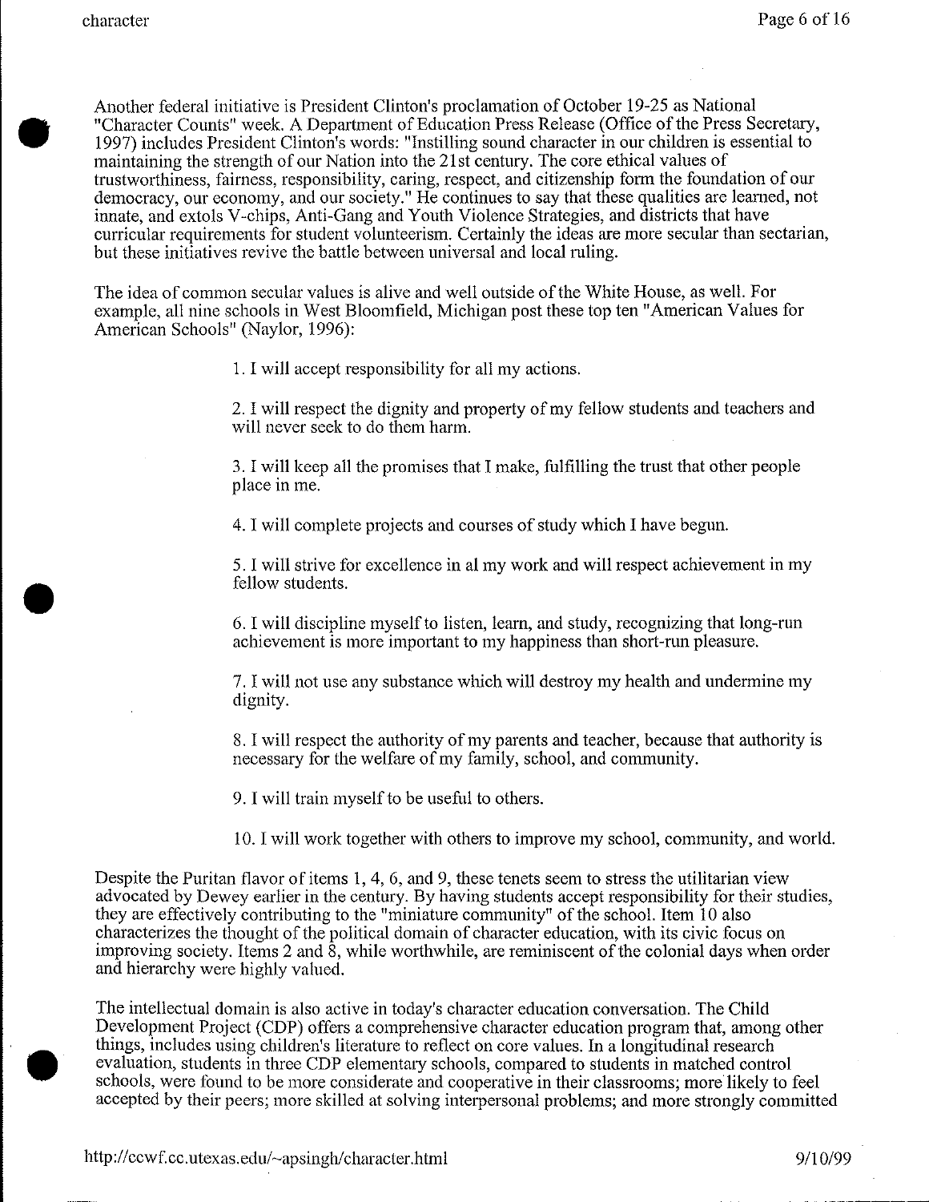Another federal initiative is President Clinton's proclamation of October 19-25 as National "Character Counts" week. A Department of Education Press Release (Office of the Press Secretary, 1997) includes President Clinton's words: "Instilling sound character in our children is essential to maintaining the strength of our Nation into the 21st century. The core ethical values of trustworthiness, fairness, responsibility, caring, respect, and citizenship form the foundation of our democracy, our economy, and our society." He continues to say that these qualities are learned, not innate, and extols V-chips, Anti-Gang and Youth Violence Strategies, and districts that have curricular requirements for student volunteerism. Certainly the ideas are more secular than sectarian, but these initiatives revive the battle between universal and local ruling.

The idea of common secular values is alive and well outside of the White House, as well. For example, all nine schools in West Bloomfield, Michigan post these top ten "American Values for American Schools" (Naylor, 1996):

1. I will accept responsibility for all my actions.

2. I will respect the dignity and property of my fellow students and teachers and will never seek to do them harm.

3. I will keep all the promises that I make, fulfilling the trust that other people place in me.

4. I will complete projects and courses of study which I have begun.

5. I will strive for excellence in al my work and will respect achievement in my fellow students.

6. I will discipline myself to listen, learn, and study, recognizing that long-run achievement is more important to my happiness than short-run pleasure.

7. I will not use any substance which will destroy my health and undermine my dignity.

8. I will respect the authority of my parents and teacher, because that authority is necessary for the welfare of my family, school, and community.

9. I will train myself to be useful to others.

10. I will work together with others to improve my school, community, and world.

Despite the Puritan flavor of items 1, 4, 6, and 9, these tenets seem to stress the utilitarian view advocated by Dewey earlier in the century. By having students accept responsibility for their studies, they are effectively contributing to the "miniature community" of the school. Item 10 also characterizes the thought of the political domain of character education, with its civic focus on improving society. Items 2 and 8, while worthwhile, are reminiscent of the colonial days when order and hierarchy were highly valued.

The intellectual domain is also active in today's character education conversation. The Child Development Project (CDP) offers a comprehensive character education program that, among other things, includes using children's literature to reflect on core values. In a longitudinal research evaluation, students in three CDP elementary schools, compared to students in matched control schools, were found to be more considerate and cooperative in their classrooms; more likely to feel accepted by their peers; more skilled at solving interpersonal problems; and more strongly committed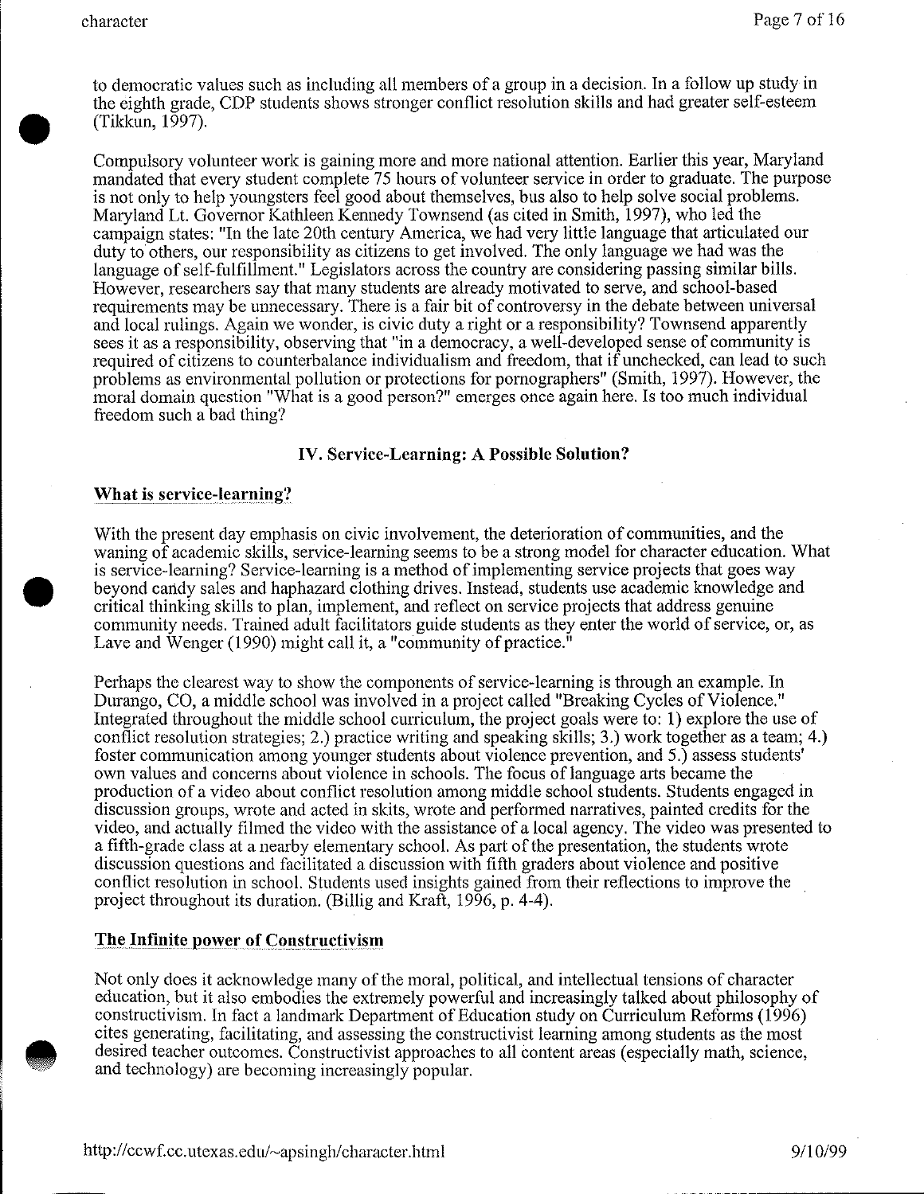to democratic values such as including all members of a group in a decision. In a follow up study in the eighth grade, CDP students shows stronger conflict resolution skills and had greater self-esteem (Tikkun, 1997).

Compulsory volunteer work is gaining more and more national attention. Earlier this year, Maryland mandated that every student complete 75 hours of volunteer service in order to graduate. The purpose is not only to help youngsters feel good about themselves, bus also to help solve social problems. Maryland Lt. Governor Kathleen Kennedy Townsend (as cited in Smith, 1997), who led the campaign states: "In the late 20th century America, we had very little language that articulated our duty to others, our responsibility as citizens to get involved. The only language we had was the language of self-fulfillment." Legislators across the country are considering passing similar bills. However, researchers say that many students are already motivated to serve, and school-based requirements may be unnecessary. There is a fair bit of controversy in the debate between universal and local rulings. Again we wonder, is civic duty a right or a responsibility? Townsend apparently sees it as a responsibility, observing that "in a democracy, a well-developed sense of community is required of citizens to counterbalance individualism and freedom, that if unchecked, can lead to such problems as environmental pollution or protections for pornographers" (Smith, 1997). However, the moral domain question "What is a good person?" emerges once again here. Is too much individual freedom such a bad thing?

## IV. Service-Learning: A Possible Solution?

### What is service-learning?

With the present day emphasis on civic involvement, the deterioration of communities, and the waning of academic skills, service-learning seems to be a strong model for character education. What is service-learning? Service-learning is a method of implementing service projects that goes way beyond candy sales and haphazard clothing drives. Instead, students use academic knowledge and critical thinking skills to plan, implement, and reflect on service projects that address genuine community needs. Trained adult facilitators guide students as they enter the world of service, or, as Lave and Wenger (1990) might call it, a "community of practice."

Perhaps the clearest way to show the components of service-learning is through an example. In Durango, CO, a middle school was involved in a project called "Breaking Cycles of Violence." Integrated throughout the middle school curriculum, the project goals were to: 1) explore the use of conflict resolution strategies; 2.) practice writing and speaking skills; 3.) work together as a team; 4.) foster communication among younger students about violence prevention, and 5.) assess students' own values and concerns about violence in schools. The focus of language arts became the production of a video about conflict resolution among middle school students. Students engaged in discussion groups, wrote and acted in skits, wrote and performed narratives, painted credits for the video, and actually filmed the video with the assistance of a local agency. The video was presented to a fifth-grade class at a nearby elementary school. As part of the presentation, the students wrote discussion questions and facilitated a discussion with fifth graders about violence and positive conflict resolution in school. Students used insights gained from their reflections to improve the project throughout its duration. (Billig and Kraft, 1996, p. 4-4).

### The Infinite power of Constructivism

Not only does it acknowledge many of the moral, political, and intellectual tensions of character education, but it also embodies the extremely powerful and increasingly talked about philosophy of constructivism. In fact a landmark Department of Education study on Curriculum Reforms (1996) cites generating, facilitating, and assessing the constructivist learning among students as the most desired teacher outcomes. Constructivist approaches to all content areas (especially math, science, and technology) are becoming increasingly popular.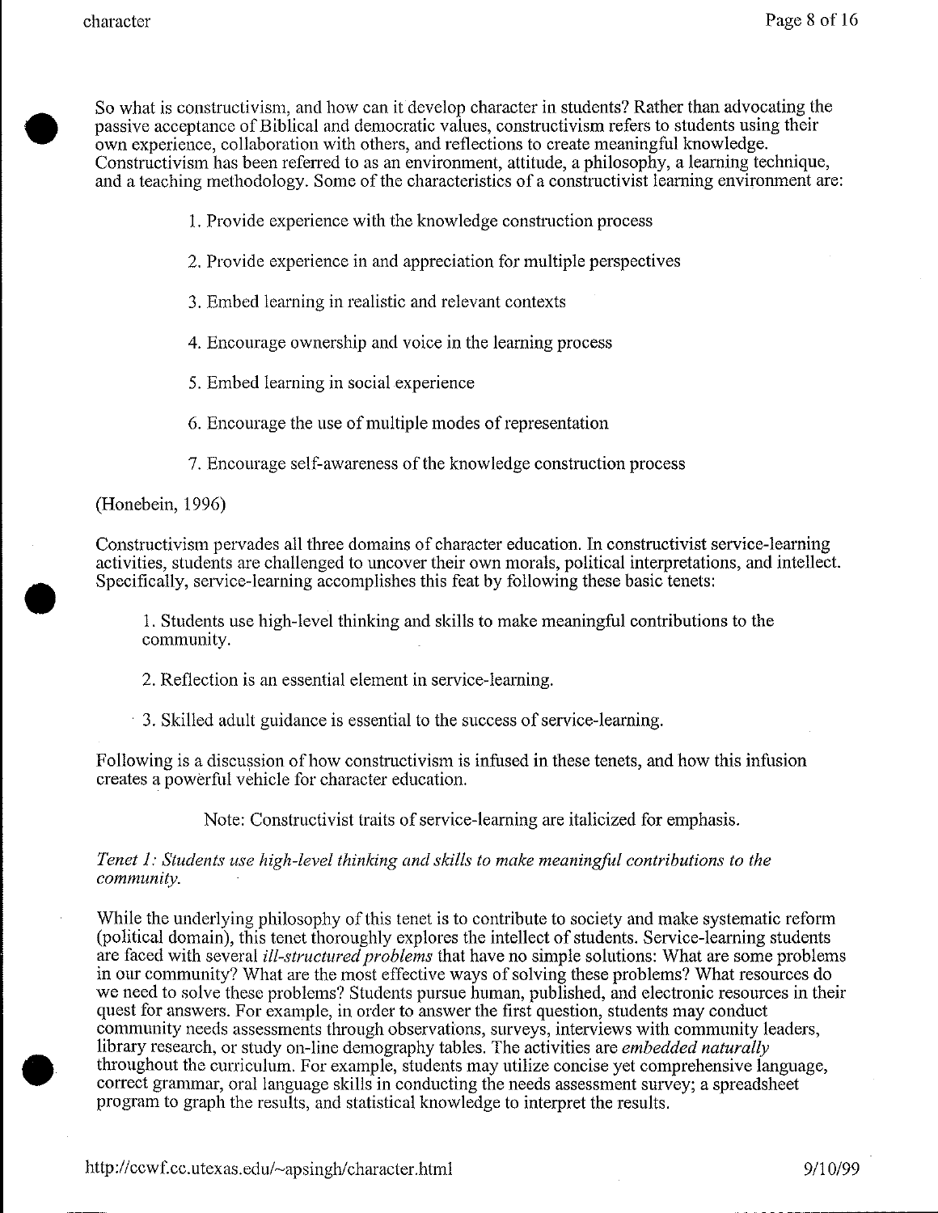So what is constructivism, and how can it develop character in students? Rather than advocating the passive acceptance of Biblical and democratic values, constructivism refers to students using their own experience, collaboration with others, and reflections to create meaningful knowledge. Constructivism has been referred to as an environment, attitude, a philosophy, a learning technique, and a teaching methodology. Some of the characteristics of a constructivist learning environment are:

1. Provide experience with the knowledge construction process
2. Provide experience in and appreciation for multiple perspectives
3. Embed learning in realistic and relevant contexts
4. Encourage ownership and voice in the learning process
5. Embed learning in social experience
6. Encourage the use of multiple modes of representation
7. Encourage self-awareness of the knowledge construction process

(Honebein, 1996)

Constructivism pervades all three domains of character education. In constructivist service-learning activities, students are challenged to uncover their own morals, political interpretations, and intellect. Specifically, service-learning accomplishes this feat by following these basic tenets:

1. Students use high-level thinking and skills to make meaningful contributions to the community.
2. Reflection is an essential element in service-learning.
3. Skilled adult guidance is essential to the success of service-learning.

Following is a discussion of how constructivism is infused in these tenets, and how this infusion creates a powerful vehicle for character education.

Note: Constructivist traits of service-learning are italicized for emphasis.

*Tenet 1: Students use high-level thinking and skills to make meaningful contributions to the community.*

While the underlying philosophy of this tenet is to contribute to society and make systematic reform (political domain), this tenet thoroughly explores the intellect of students. Service-learning students are faced with several *ill-structured problems* that have no simple solutions: What are some problems in our community? What are the most effective ways of solving these problems? What resources do we need to solve these problems? Students pursue human, published, and electronic resources in their quest for answers. For example, in order to answer the first question, students may conduct community needs assessments through observations, surveys, interviews with community leaders, library research, or study on-line demography tables. The activities are *embedded naturally* throughout the curriculum. For example, students may utilize concise yet comprehensive language, correct grammar, oral language skills in conducting the needs assessment survey; a spreadsheet program to graph the results, and statistical knowledge to interpret the results.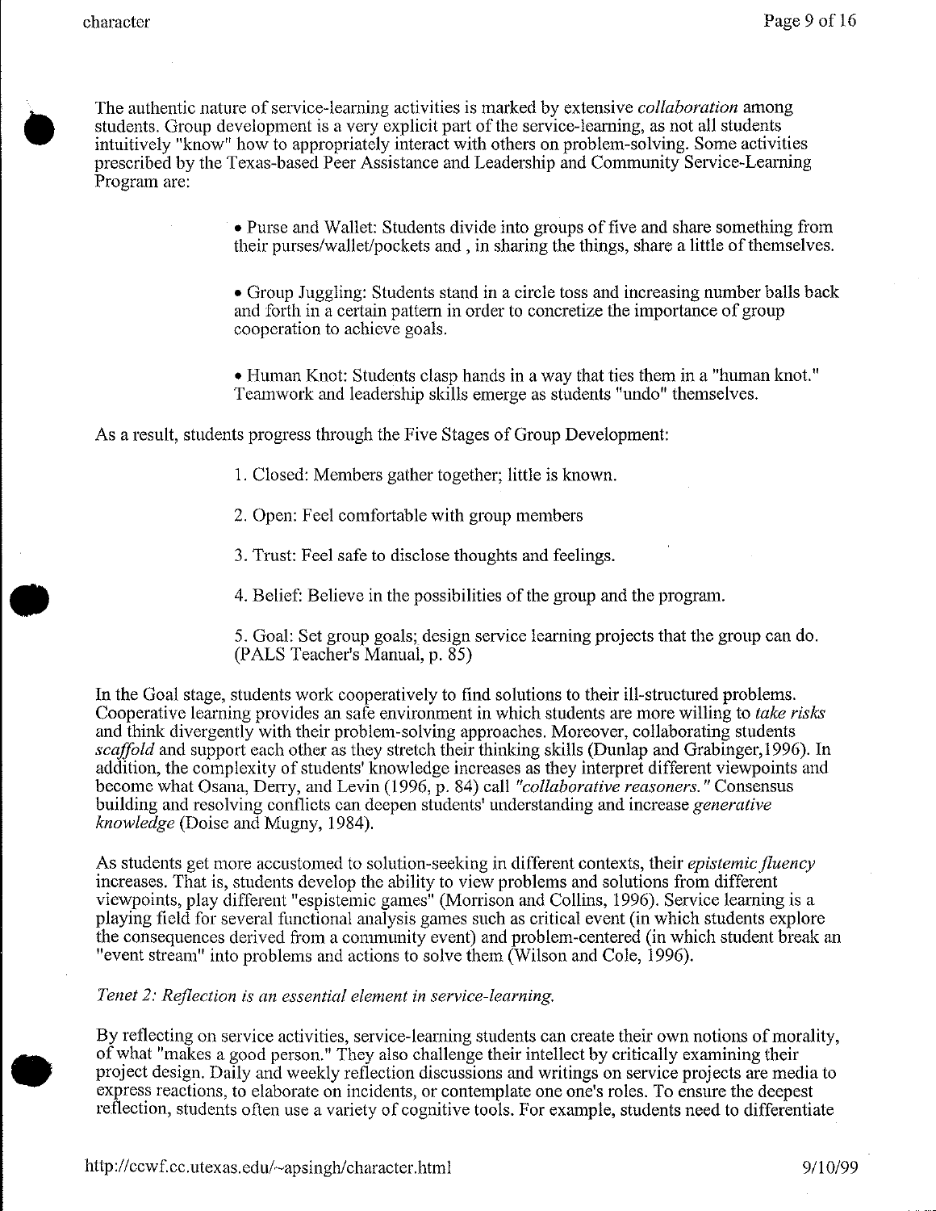The authentic nature of service-learning activities is marked by extensive *collaboration* among students. Group development is a very explicit part of the service-learning, as not all students intuitively "know" how to appropriately interact with others on problem-solving. Some activities prescribed by the Texas-based Peer Assistance and Leadership and Community Service-Learning Program are:

- Purse and Wallet: Students divide into groups of five and share something from their purses/wallet/pockets and , in sharing the things, share a little of themselves.
- Group Juggling: Students stand in a circle toss and increasing number balls back and forth in a certain pattern in order to concretize the importance of group cooperation to achieve goals.
- Human Knot: Students clasp hands in a way that ties them in a "human knot." Teamwork and leadership skills emerge as students "undo" themselves.

As a result, students progress through the Five Stages of Group Development:

1. Closed: Members gather together; little is known.
2. Open: Feel comfortable with group members
3. Trust: Feel safe to disclose thoughts and feelings.
4. Belief: Believe in the possibilities of the group and the program.
5. Goal: Set group goals; design service learning projects that the group can do. (PALS Teacher's Manual, p. 85)

In the Goal stage, students work cooperatively to find solutions to their ill-structured problems. Cooperative learning provides an safe environment in which students are more willing to *take risks* and think divergently with their problem-solving approaches. Moreover, collaborating students *scaffold* and support each other as they stretch their thinking skills (Dunlap and Grabinger,1996). In addition, the complexity of students' knowledge increases as they interpret different viewpoints and become what Osana, Derry, and Levin (1996, p. 84) call *"collaborative reasoners."* Consensus building and resolving conflicts can deepen students' understanding and increase *generative knowledge* (Doise and Mugny, 1984).

As students get more accustomed to solution-seeking in different contexts, their *epistemic fluency* increases. That is, students develop the ability to view problems and solutions from different viewpoints, play different "espistemic games" (Morrison and Collins, 1996). Service learning is a playing field for several functional analysis games such as critical event (in which students explore the consequences derived from a community event) and problem-centered (in which student break an "event stream" into problems and actions to solve them (Wilson and Cole, 1996).

*Tenet 2: Reflection is an essential element in service-learning.*

By reflecting on service activities, service-learning students can create their own notions of morality, of what "makes a good person." They also challenge their intellect by critically examining their project design. Daily and weekly reflection discussions and writings on service projects are media to express reactions, to elaborate on incidents, or contemplate one one's roles. To ensure the deepest reflection, students often use a variety of cognitive tools. For example, students need to differentiate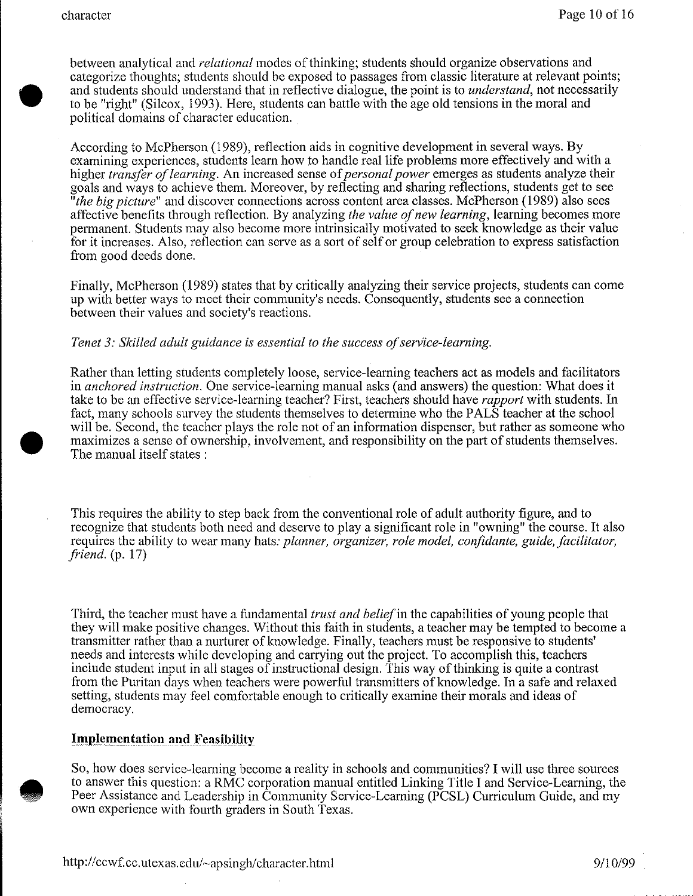between analytical and *relational* modes of thinking; students should organize observations and categorize thoughts; students should be exposed to passages from classic literature at relevant points; and students should understand that in reflective dialogue, the point is to *understand*, not necessarily to be "right" (Silcox, 1993). Here, students can battle with the age old tensions in the moral and political domains of character education.

According to McPherson (1989), reflection aids in cognitive development in several ways. By examining experiences, students learn how to handle real life problems more effectively and with a higher *transfer of learning*. An increased sense of *personal power* emerges as students analyze their goals and ways to achieve them. Moreover, by reflecting and sharing reflections, students get to see "*the big picture*" and discover connections across content area classes. McPherson (1989) also sees affective benefits through reflection. By analyzing *the value of new learning*, learning becomes more permanent. Students may also become more intrinsically motivated to seek knowledge as their value for it increases. Also, reflection can serve as a sort of self or group celebration to express satisfaction from good deeds done.

Finally, McPherson (1989) states that by critically analyzing their service projects, students can come up with better ways to meet their community's needs. Consequently, students see a connection between their values and society's reactions.

*Tenet 3: Skilled adult guidance is essential to the success of service-learning.*

Rather than letting students completely loose, service-learning teachers act as models and facilitators in *anchored instruction*. One service-learning manual asks (and answers) the question: What does it take to be an effective service-learning teacher? First, teachers should have *rapport* with students. In fact, many schools survey the students themselves to determine who the PALS teacher at the school will be. Second, the teacher plays the role not of an information dispenser, but rather as someone who maximizes a sense of ownership, involvement, and responsibility on the part of students themselves. The manual itself states :

> This requires the ability to step back from the conventional role of adult authority figure, and to recognize that students both need and deserve to play a significant role in "owning" the course. It also requires the ability to wear many hats: *planner, organizer, role model, confidante, guide, facilitator, friend.* (p. 17)

Third, the teacher must have a fundamental *trust and belief* in the capabilities of young people that they will make positive changes. Without this faith in students, a teacher may be tempted to become a transmitter rather than a nurturer of knowledge. Finally, teachers must be responsive to students' needs and interests while developing and carrying out the project. To accomplish this, teachers include student input in all stages of instructional design. This way of thinking is quite a contrast from the Puritan days when teachers were powerful transmitters of knowledge. In a safe and relaxed setting, students may feel comfortable enough to critically examine their morals and ideas of democracy.

## Implementation and Feasibility

So, how does service-learning become a reality in schools and communities? I will use three sources to answer this question: a RMC corporation manual entitled Linking Title I and Service-Learning, the Peer Assistance and Leadership in Community Service-Learning (PCSL) Curriculum Guide, and my own experience with fourth graders in South Texas.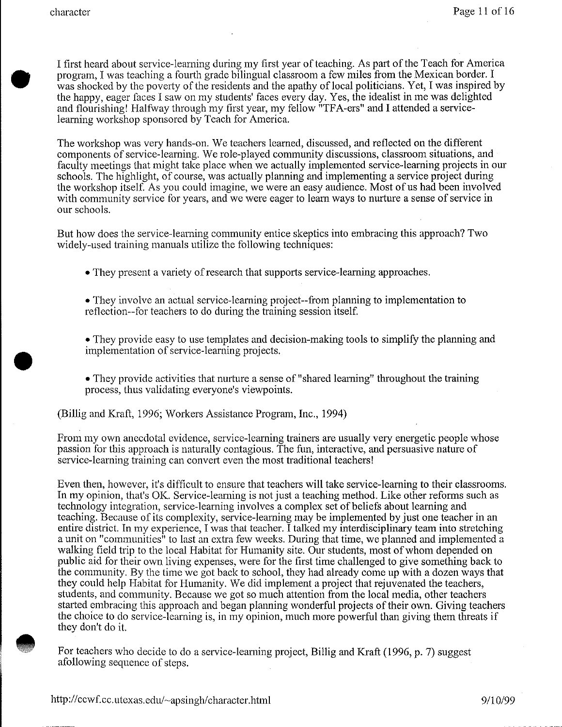I first heard about service-learning during my first year of teaching. As part of the Teach for America program, I was teaching a fourth grade bilingual classroom a few miles from the Mexican border. I was shocked by the poverty of the residents and the apathy of local politicians. Yet, I was inspired by the happy, eager faces I saw on my students' faces every day. Yes, the idealist in me was delighted and flourishing! Halfway through my first year, my fellow "TFA-ers" and I attended a service-learning workshop sponsored by Teach for America.

The workshop was very hands-on. We teachers learned, discussed, and reflected on the different components of service-learning. We role-played community discussions, classroom situations, and faculty meetings that might take place when we actually implemented service-learning projects in our schools. The highlight, of course, was actually planning and implementing a service project during the workshop itself. As you could imagine, we were an easy audience. Most of us had been involved with community service for years, and we were eager to learn ways to nurture a sense of service in our schools.

But how does the service-learning community entice skeptics into embracing this approach? Two widely-used training manuals utilize the following techniques:

- They present a variety of research that supports service-learning approaches.
- They involve an actual service-learning project--from planning to implementation to reflection--for teachers to do during the training session itself.
- They provide easy to use templates and decision-making tools to simplify the planning and implementation of service-learning projects.
- They provide activities that nurture a sense of "shared learning" throughout the training process, thus validating everyone's viewpoints.

(Billig and Kraft, 1996; Workers Assistance Program, Inc., 1994)

From my own anecdotal evidence, service-learning trainers are usually very energetic people whose passion for this approach is naturally contagious. The fun, interactive, and persuasive nature of service-learning training can convert even the most traditional teachers!

Even then, however, it's difficult to ensure that teachers will take service-learning to their classrooms. In my opinion, that's OK. Service-learning is not just a teaching method. Like other reforms such as technology integration, service-learning involves a complex set of beliefs about learning and teaching. Because of its complexity, service-learning may be implemented by just one teacher in an entire district. In my experience, I was that teacher. I talked my interdisciplinary team into stretching a unit on "communities" to last an extra few weeks. During that time, we planned and implemented a walking field trip to the local Habitat for Humanity site. Our students, most of whom depended on public aid for their own living expenses, were for the first time challenged to give something back to the community. By the time we got back to school, they had already come up with a dozen ways that they could help Habitat for Humanity. We did implement a project that rejuvenated the teachers, students, and community. Because we got so much attention from the local media, other teachers started embracing this approach and began planning wonderful projects of their own. Giving teachers the choice to do service-learning is, in my opinion, much more powerful than giving them threats if they don't do it.

For teachers who decide to do a service-learning project, Billig and Kraft (1996, p. 7) suggest afollowing sequence of steps.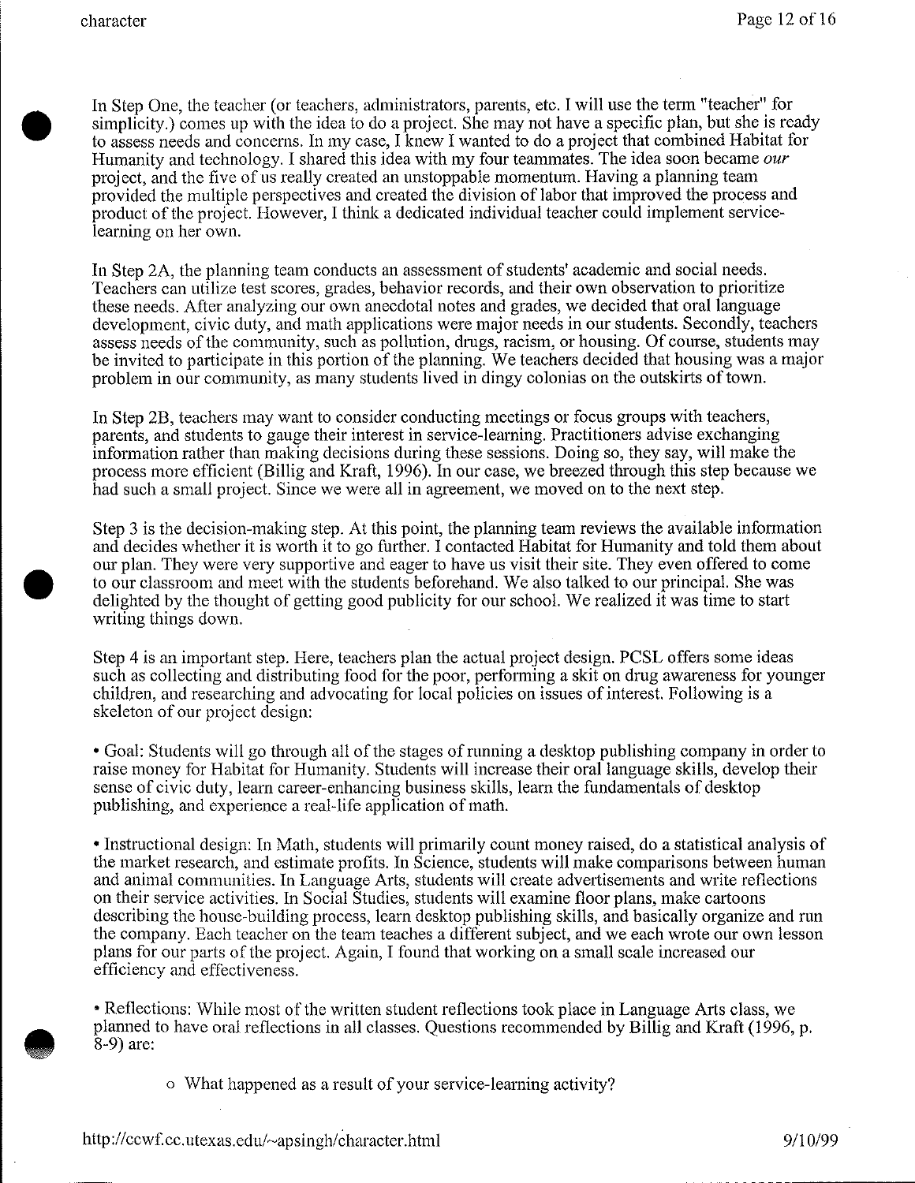In Step One, the teacher (or teachers, administrators, parents, etc. I will use the term "teacher" for simplicity.) comes up with the idea to do a project. She may not have a specific plan, but she is ready to assess needs and concerns. In my case, I knew I wanted to do a project that combined Habitat for Humanity and technology. I shared this idea with my four teammates. The idea soon became *our* project, and the five of us really created an unstoppable momentum. Having a planning team provided the multiple perspectives and created the division of labor that improved the process and product of the project. However, I think a dedicated individual teacher could implement service-learning on her own.

In Step 2A, the planning team conducts an assessment of students' academic and social needs. Teachers can utilize test scores, grades, behavior records, and their own observation to prioritize these needs. After analyzing our own anecdotal notes and grades, we decided that oral language development, civic duty, and math applications were major needs in our students. Secondly, teachers assess needs of the community, such as pollution, drugs, racism, or housing. Of course, students may be invited to participate in this portion of the planning. We teachers decided that housing was a major problem in our community, as many students lived in dingy colonias on the outskirts of town.

In Step 2B, teachers may want to consider conducting meetings or focus groups with teachers, parents, and students to gauge their interest in service-learning. Practitioners advise exchanging information rather than making decisions during these sessions. Doing so, they say, will make the process more efficient (Billig and Kraft, 1996). In our case, we breezed through this step because we had such a small project. Since we were all in agreement, we moved on to the next step.

Step 3 is the decision-making step. At this point, the planning team reviews the available information and decides whether it is worth it to go further. I contacted Habitat for Humanity and told them about our plan. They were very supportive and eager to have us visit their site. They even offered to come to our classroom and meet with the students beforehand. We also talked to our principal. She was delighted by the thought of getting good publicity for our school. We realized it was time to start writing things down.

Step 4 is an important step. Here, teachers plan the actual project design. PCSL offers some ideas such as collecting and distributing food for the poor, performing a skit on drug awareness for younger children, and researching and advocating for local policies on issues of interest. Following is a skeleton of our project design:

- Goal: Students will go through all of the stages of running a desktop publishing company in order to raise money for Habitat for Humanity. Students will increase their oral language skills, develop their sense of civic duty, learn career-enhancing business skills, learn the fundamentals of desktop publishing, and experience a real-life application of math.

- Instructional design: In Math, students will primarily count money raised, do a statistical analysis of the market research, and estimate profits. In Science, students will make comparisons between human and animal communities. In Language Arts, students will create advertisements and write reflections on their service activities. In Social Studies, students will examine floor plans, make cartoons describing the house-building process, learn desktop publishing skills, and basically organize and run the company. Each teacher on the team teaches a different subject, and we each wrote our own lesson plans for our parts of the project. Again, I found that working on a small scale increased our efficiency and effectiveness.

- Reflections: While most of the written student reflections took place in Language Arts class, we planned to have oral reflections in all classes. Questions recommended by Billig and Kraft (1996, p. 8-9) are:

    - What happened as a result of your service-learning activity?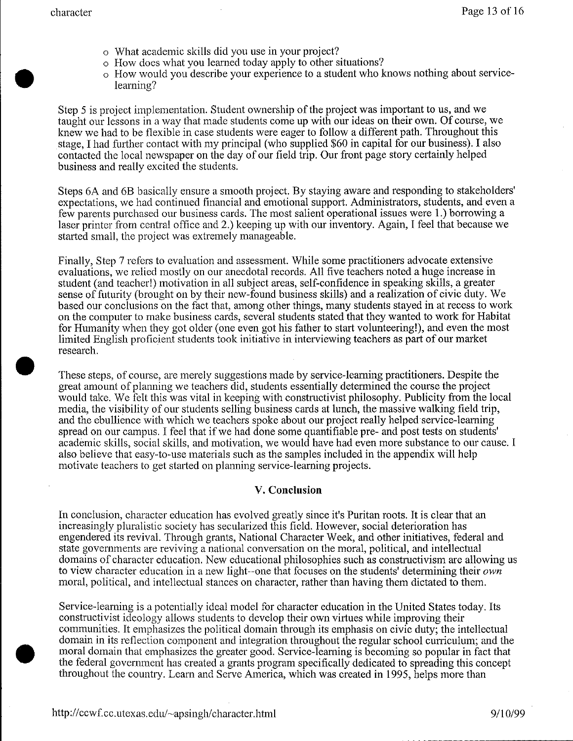- What academic skills did you use in your project?
- How does what you learned today apply to other situations?
- How would you describe your experience to a student who knows nothing about service-learning?

Step 5 is project implementation. Student ownership of the project was important to us, and we taught our lessons in a way that made students come up with our ideas on their own. Of course, we knew we had to be flexible in case students were eager to follow a different path. Throughout this stage, I had further contact with my principal (who supplied $60 in capital for our business). I also contacted the local newspaper on the day of our field trip. Our front page story certainly helped business and really excited the students.

Steps 6A and 6B basically ensure a smooth project. By staying aware and responding to stakeholders' expectations, we had continued financial and emotional support. Administrators, students, and even a few parents purchased our business cards. The most salient operational issues were 1.) borrowing a laser printer from central office and 2.) keeping up with our inventory. Again, I feel that because we started small, the project was extremely manageable.

Finally, Step 7 refers to evaluation and assessment. While some practitioners advocate extensive evaluations, we relied mostly on our anecdotal records. All five teachers noted a huge increase in student (and teacher!) motivation in all subject areas, self-confidence in speaking skills, a greater sense of futurity (brought on by their new-found business skills) and a realization of civic duty. We based our conclusions on the fact that, among other things, many students stayed in at recess to work on the computer to make business cards, several students stated that they wanted to work for Habitat for Humanity when they got older (one even got his father to start volunteering!), and even the most limited English proficient students took initiative in interviewing teachers as part of our market research.

These steps, of course, are merely suggestions made by service-learning practitioners. Despite the great amount of planning we teachers did, students essentially determined the course the project would take. We felt this was vital in keeping with constructivist philosophy. Publicity from the local media, the visibility of our students selling business cards at lunch, the massive walking field trip, and the ebullience with which we teachers spoke about our project really helped service-learning spread on our campus. I feel that if we had done some quantifiable pre- and post tests on students' academic skills, social skills, and motivation, we would have had even more substance to our cause. I also believe that easy-to-use materials such as the samples included in the appendix will help motivate teachers to get started on planning service-learning projects.

## V. Conclusion

In conclusion, character education has evolved greatly since it's Puritan roots. It is clear that an increasingly pluralistic society has secularized this field. However, social deterioration has engendered its revival. Through grants, National Character Week, and other initiatives, federal and state governments are reviving a national conversation on the moral, political, and intellectual domains of character education. New educational philosophies such as constructivism are allowing us to view character education in a new light--one that focuses on the students' determining their *own* moral, political, and intellectual stances on character, rather than having them dictated to them.

Service-learning is a potentially ideal model for character education in the United States today. Its constructivist ideology allows students to develop their own virtues while improving their communities. It emphasizes the political domain through its emphasis on civic duty; the intellectual domain in its reflection component and integration throughout the regular school curriculum; and the moral domain that emphasizes the greater good. Service-learning is becoming so popular in fact that the federal government has created a grants program specifically dedicated to spreading this concept throughout the country. Learn and Serve America, which was created in 1995, helps more than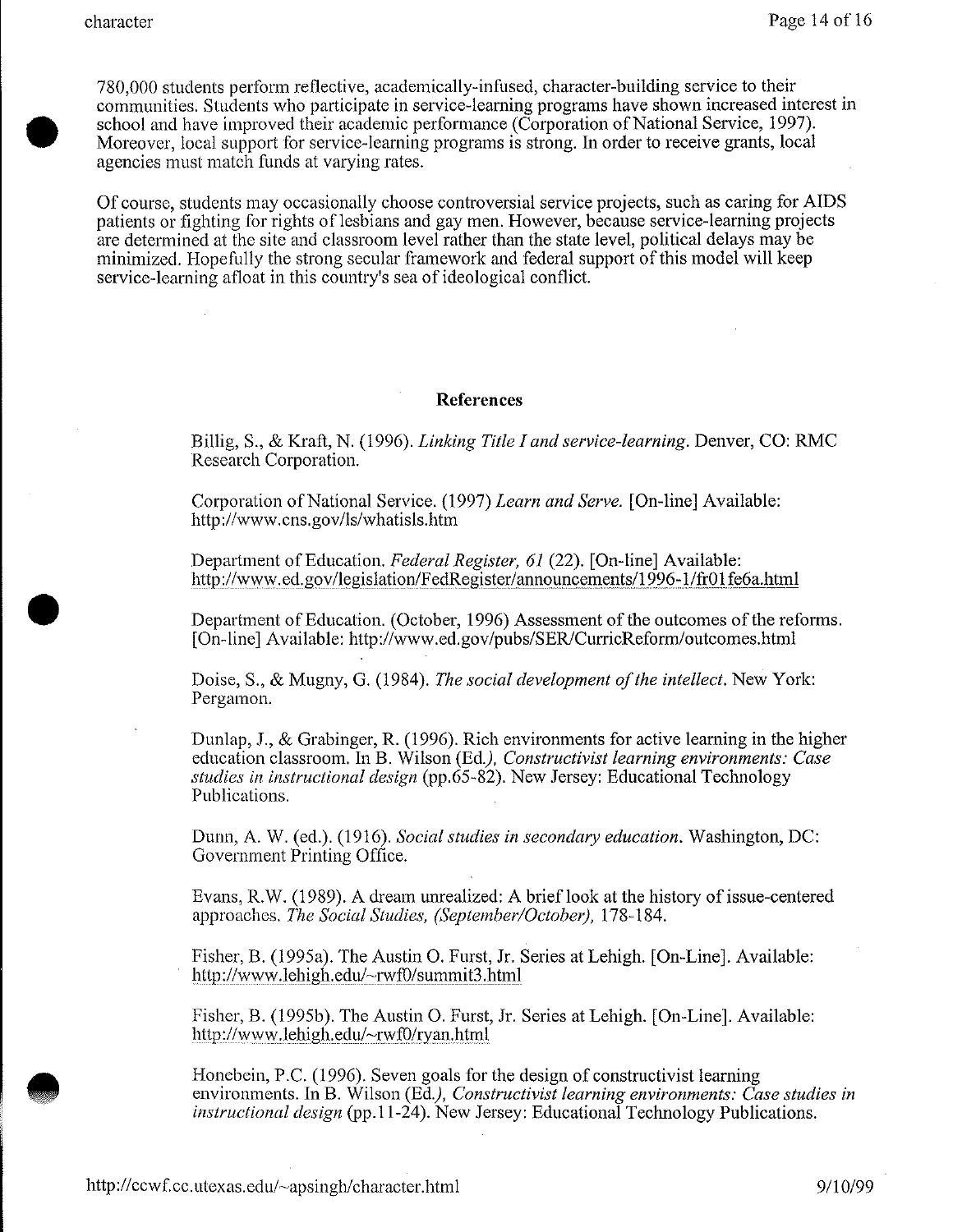780,000 students perform reflective, academically-infused, character-building service to their communities. Students who participate in service-learning programs have shown increased interest in school and have improved their academic performance (Corporation of National Service, 1997). Moreover, local support for service-learning programs is strong. In order to receive grants, local agencies must match funds at varying rates.

Of course, students may occasionally choose controversial service projects, such as caring for AIDS patients or fighting for rights of lesbians and gay men. However, because service-learning projects are determined at the site and classroom level rather than the state level, political delays may be minimized. Hopefully the strong secular framework and federal support of this model will keep service-learning afloat in this country's sea of ideological conflict.

**References**

Billig, S., & Kraft, N. (1996). *Linking Title I and service-learning*. Denver, CO: RMC Research Corporation.

Corporation of National Service. (1997) *Learn and Serve*. [On-line] Available: http://www.cns.gov/ls/whatisls.htm

Department of Education. *Federal Register, 61* (22). [On-line] Available: http://www.ed.gov/legislation/FedRegister/announcements/1996-1/fr01fe6a.html

Department of Education. (October, 1996) Assessment of the outcomes of the reforms. [On-line] Available: http://www.ed.gov/pubs/SER/CurricReform/outcomes.html

Doise, S., & Mugny, G. (1984). *The social development of the intellect*. New York: Pergamon.

Dunlap, J., & Grabinger, R. (1996). Rich environments for active learning in the higher education classroom. In B. Wilson (Ed.), *Constructivist learning environments: Case studies in instructional design* (pp.65-82). New Jersey: Educational Technology Publications.

Dunn, A. W. (ed.). (1916). *Social studies in secondary education*. Washington, DC: Government Printing Office.

Evans, R.W. (1989). A dream unrealized: A brief look at the history of issue-centered approaches. *The Social Studies, (September/October)*, 178-184.

Fisher, B. (1995a). The Austin O. Furst, Jr. Series at Lehigh. [On-Line]. Available: http://www.lehigh.edu/~rwf0/summit3.html

Fisher, B. (1995b). The Austin O. Furst, Jr. Series at Lehigh. [On-Line]. Available: http://www.lehigh.edu/~rwf0/ryan.html

Honebein, P.C. (1996). Seven goals for the design of constructivist learning environments. In B. Wilson (Ed.), *Constructivist learning environments: Case studies in instructional design* (pp.11-24). New Jersey: Educational Technology Publications.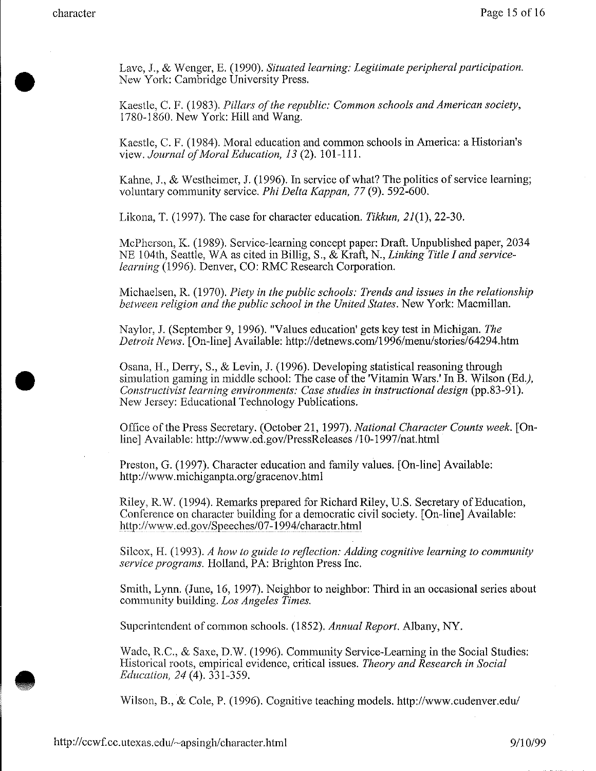Lave, J., & Wenger, E. (1990). *Situated learning: Legitimate peripheral participation.* New York: Cambridge University Press.

Kaestle, C. F. (1983). *Pillars of the republic: Common schools and American society, 1780-1860.* New York: Hill and Wang.

Kaestle, C. F. (1984). Moral education and common schools in America: a Historian's view. *Journal of Moral Education, 13* (2). 101-111.

Kahne, J., & Westheimer, J. (1996). In service of what? The politics of service learning; voluntary community service. *Phi Delta Kappan, 77* (9). 592-600.

Likona, T. (1997). The case for character education. *Tikkun, 21*(1), 22-30.

McPherson, K. (1989). Service-learning concept paper: Draft. Unpublished paper, 2034 NE 104th, Seattle, WA as cited in Billig, S., & Kraft, N., *Linking Title I and service-learning* (1996). Denver, CO: RMC Research Corporation.

Michaelsen, R. (1970). *Piety in the public schools: Trends and issues in the relationship between religion and the public school in the United States.* New York: Macmillan.

Naylor, J. (September 9, 1996). "Values education' gets key test in Michigan. *The Detroit News.* [On-line] Available: http://detnews.com/1996/menu/stories/64294.htm

Osana, H., Derry, S., & Levin, J. (1996). Developing statistical reasoning through simulation gaming in middle school: The case of the 'Vitamin Wars.' In B. Wilson (Ed.), *Constructivist learning environments: Case studies in instructional design* (pp.83-91). New Jersey: Educational Technology Publications.

Office of the Press Secretary. (October 21, 1997). *National Character Counts week.* [On-line] Available: http://www.ed.gov/PressReleases /10-1997/nat.html

Preston, G. (1997). Character education and family values. [On-line] Available: http://www.michiganpta.org/gracenov.html

Riley, R.W. (1994). Remarks prepared for Richard Riley, U.S. Secretary of Education, Conference on character building for a democratic civil society. [On-line] Available: http://www.ed.gov/Speeches/07-1994/charactr.html

Silcox, H. (1993). *A how to guide to reflection: Adding cognitive learning to community service programs.* Holland, PA: Brighton Press Inc.

Smith, Lynn. (June, 16, 1997). Neighbor to neighbor: Third in an occasional series about community building. *Los Angeles Times.*

Superintendent of common schools. (1852). *Annual Report.* Albany, NY.

Wade, R.C., & Saxe, D.W. (1996). Community Service-Learning in the Social Studies: Historical roots, empirical evidence, critical issues. *Theory and Research in Social Education, 24* (4). 331-359.

Wilson, B., & Cole, P. (1996). Cognitive teaching models. http://www.cudenver.edu/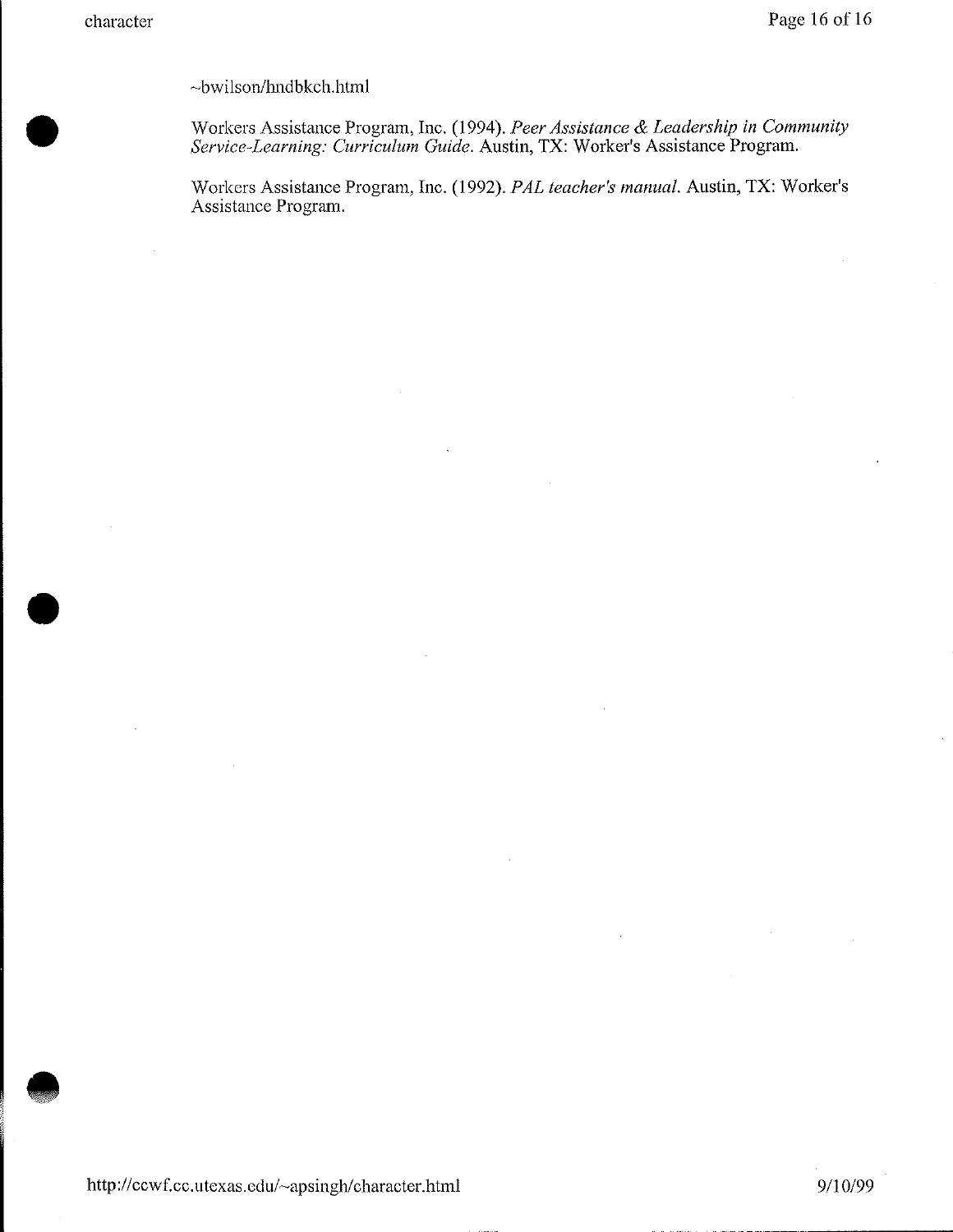~bwilson/hndbkch.html

Workers Assistance Program, Inc. (1994). *Peer Assistance & Leadership in Community Service-Learning: Curriculum Guide.* Austin, TX: Worker's Assistance Program.

Workers Assistance Program, Inc. (1992). *PAL teacher's manual.* Austin, TX: Worker's Assistance Program.